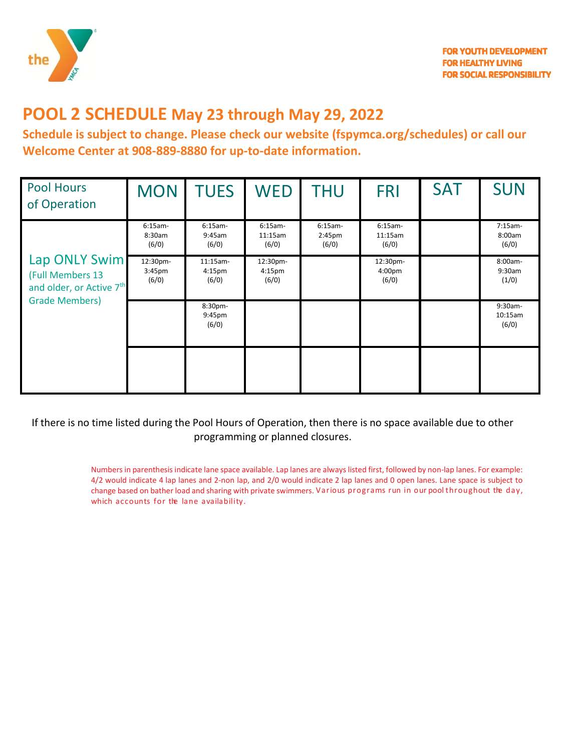FOR YOUTH DEVELOPMENT
FOR HEALTHY LIVING
FOR SOCIAL RESPONSIBILITY

# POOL 2 SCHEDULE May 23 through May 29, 2022

**Schedule is subject to change. Please check our website (fspymca.org/schedules) or call our Welcome Center at 908-889-8880 for up-to-date information.**

| Pool Hours of Operation | MON | TUES | WED | THU | FRI | SAT | SUN |
|---|---|---|---|---|---|---|---|
| Lap ONLY Swim (Full Members 13 and older, or Active 7th Grade Members) | 6:15am-8:30am (6/0) | 6:15am-9:45am (6/0) | 6:15am-11:15am (6/0) | 6:15am-2:45pm (6/0) | 6:15am-11:15am (6/0) | | 7:15am-8:00am (6/0) |
| | 12:30pm-3:45pm (6/0) | 11:15am-4:15pm (6/0) | 12:30pm-4:15pm (6/0) | | 12:30pm-4:00pm (6/0) | | 8:00am-9:30am (1/0) |
| | | 8:30pm-9:45pm (6/0) | | | | | 9:30am-10:15am (6/0) |
| | | | | | | | |

If there is no time listed during the Pool Hours of Operation, then there is no space available due to other programming or planned closures.

Numbers in parenthesis indicate lane space available. Lap lanes are always listed first, followed by non-lap lanes. For example: 4/2 would indicate 4 lap lanes and 2-non lap, and 2/0 would indicate 2 lap lanes and 0 open lanes. Lane space is subject to change based on bather load and sharing with private swimmers. Various programs run in our pool throughout the day, which accounts for the lane availability.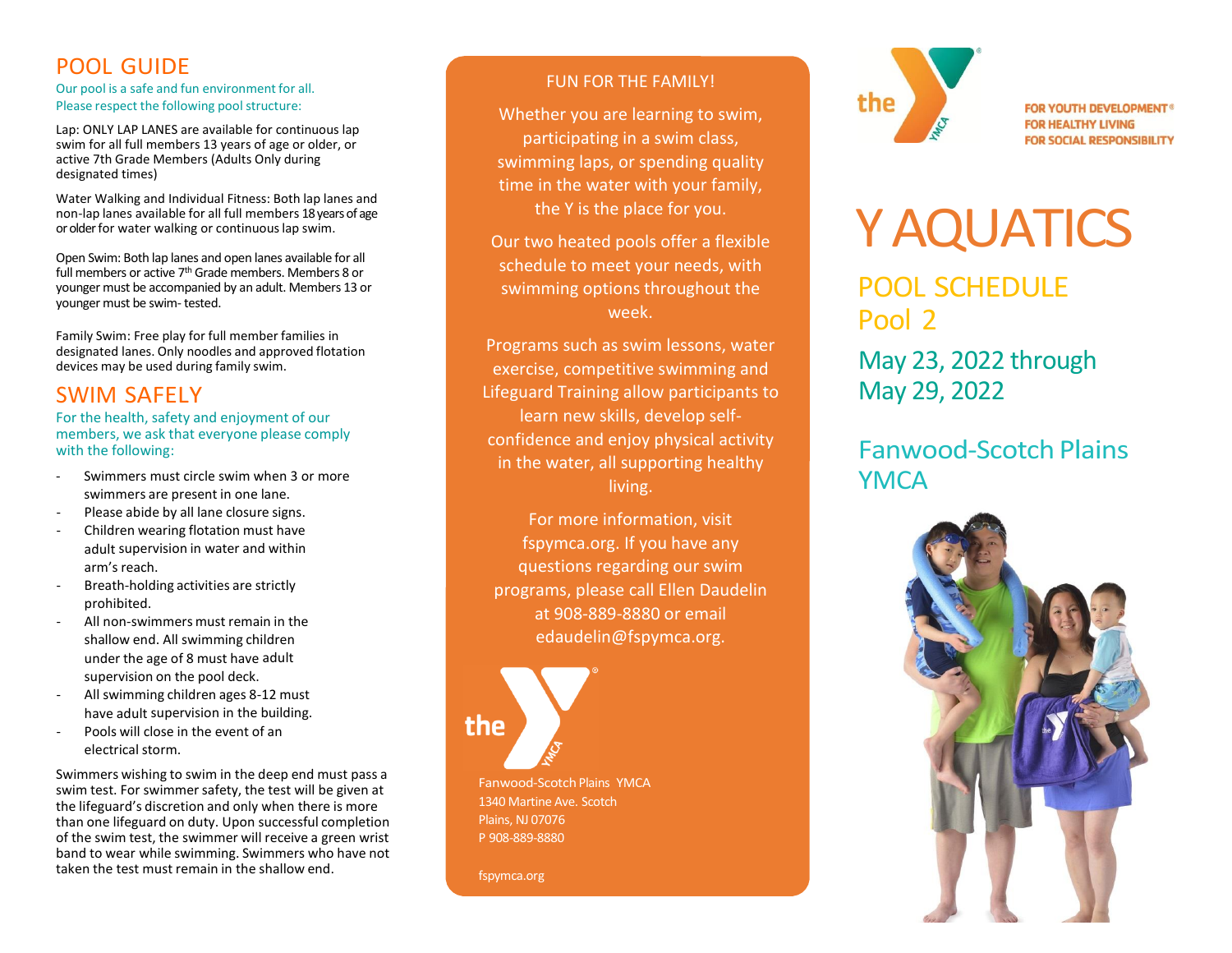# POOL GUIDE

Our pool is a safe and fun environment for all. Please respect the following pool structure:

Lap: ONLY LAP LANES are available for continuous lap swim for all full members 13 years of age or older, or active 7th Grade Members (Adults Only during designated times)

Water Walking and Individual Fitness: Both lap lanes and non-lap lanes available for all full members 18 years of age or older for water walking or continuous lap swim.

Open Swim: Both lap lanes and open lanes available for all full members or active 7th Grade members. Members 8 or younger must be accompanied by an adult. Members 13 or younger must be swim- tested.

Family Swim: Free play for full member families in designated lanes. Only noodles and approved flotation devices may be used during family swim.

# SWIM SAFELY

For the health, safety and enjoyment of our members, we ask that everyone please comply with the following:

- Swimmers must circle swim when 3 or more swimmers are present in one lane.
- Please abide by all lane closure signs.
- Children wearing flotation must have adult supervision in water and within arm's reach.
- Breath-holding activities are strictly prohibited.
- All non-swimmers must remain in the shallow end. All swimming children under the age of 8 must have adult supervision on the pool deck.
- All swimming children ages 8-12 must have adult supervision in the building.
- Pools will close in the event of an electrical storm.

Swimmers wishing to swim in the deep end must pass a swim test. For swimmer safety, the test will be given at the lifeguard's discretion and only when there is more than one lifeguard on duty. Upon successful completion of the swim test, the swimmer will receive a green wrist band to wear while swimming. Swimmers who have not taken the test must remain in the shallow end.

## FUN FOR THE FAMILY!

Whether you are learning to swim, participating in a swim class, swimming laps, or spending quality time in the water with your family, the Y is the place for you.

Our two heated pools offer a flexible schedule to meet your needs, with swimming options throughout the week.

Programs such as swim lessons, water exercise, competitive swimming and Lifeguard Training allow participants to learn new skills, develop self-confidence and enjoy physical activity in the water, all supporting healthy living.

For more information, visit fspymca.org. If you have any questions regarding our swim programs, please call Ellen Daudelin at 908-889-8880 or email edaudelin@fspymca.org.

Fanwood-Scotch Plains YMCA
1340 Martine Ave. Scotch Plains, NJ 07076
P 908-889-8880

fspymca.org

FOR YOUTH DEVELOPMENT®
FOR HEALTHY LIVING
FOR SOCIAL RESPONSIBILITY

# Y AQUATICS

## POOL SCHEDULE
## Pool 2

May 23, 2022 through May 29, 2022

## Fanwood-Scotch Plains YMCA